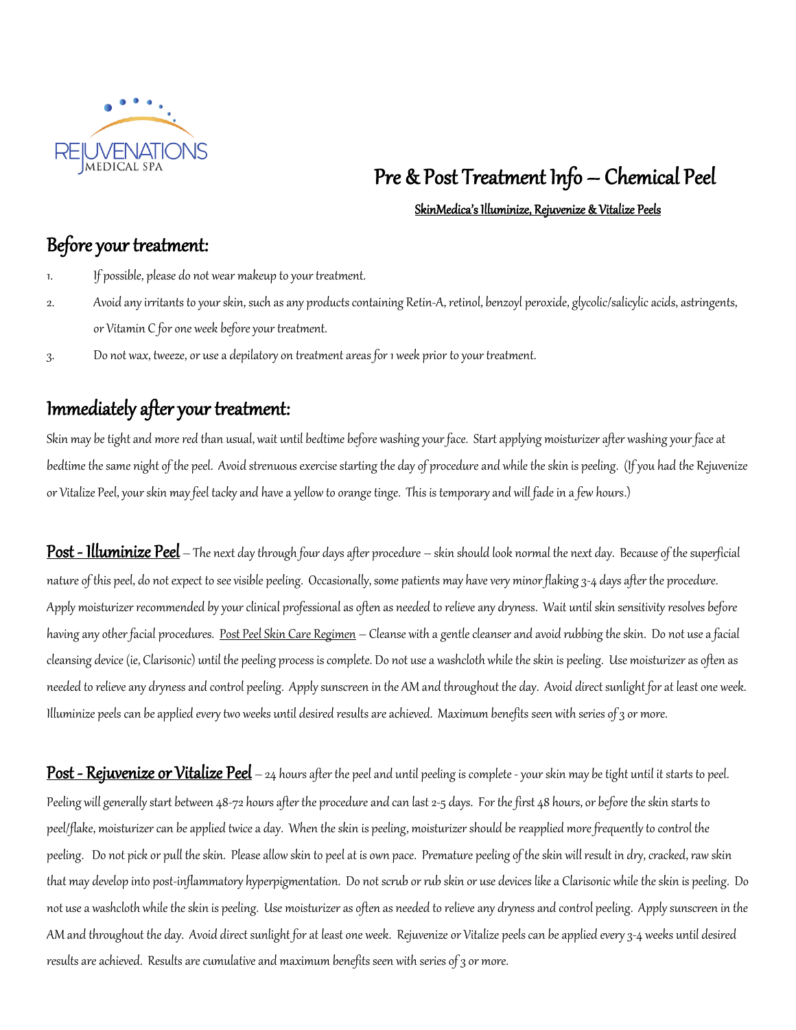REJUVENATIONS MEDICAL SPA

# Pre & Post Treatment Info – Chemical Peel

**SkinMedica's Illuminize, Rejuvenize & Vitalize Peels**

## Before your treatment:

1. If possible, please do not wear makeup to your treatment.
2. Avoid any irritants to your skin, such as any products containing Retin-A, retinol, benzoyl peroxide, glycolic/salicylic acids, astringents, or Vitamin C for one week before your treatment.
3. Do not wax, tweeze, or use a depilatory on treatment areas for 1 week prior to your treatment.

## Immediately after your treatment:

Skin may be tight and more red than usual, wait until bedtime before washing your face. Start applying moisturizer after washing your face at bedtime the same night of the peel. Avoid strenuous exercise starting the day of procedure and while the skin is peeling. (If you had the Rejuvenize or Vitalize Peel, your skin may feel tacky and have a yellow to orange tinge. This is temporary and will fade in a few hours.)

**Post - Illuminize Peel** – The next day through four days after procedure – skin should look normal the next day. Because of the superficial nature of this peel, do not expect to see visible peeling. Occasionally, some patients may have very minor flaking 3-4 days after the procedure. Apply moisturizer recommended by your clinical professional as often as needed to relieve any dryness. Wait until skin sensitivity resolves before having any other facial procedures. Post Peel Skin Care Regimen – Cleanse with a gentle cleanser and avoid rubbing the skin. Do not use a facial cleansing device (ie, Clarisonic) until the peeling process is complete. Do not use a washcloth while the skin is peeling. Use moisturizer as often as needed to relieve any dryness and control peeling. Apply sunscreen in the AM and throughout the day. Avoid direct sunlight for at least one week. Illuminize peels can be applied every two weeks until desired results are achieved. Maximum benefits seen with series of 3 or more.

**Post - Rejuvenize or Vitalize Peel** – 24 hours after the peel and until peeling is complete - your skin may be tight until it starts to peel. Peeling will generally start between 48-72 hours after the procedure and can last 2-5 days. For the first 48 hours, or before the skin starts to peel/flake, moisturizer can be applied twice a day. When the skin is peeling, moisturizer should be reapplied more frequently to control the peeling. Do not pick or pull the skin. Please allow skin to peel at is own pace. Premature peeling of the skin will result in dry, cracked, raw skin that may develop into post-inflammatory hyperpigmentation. Do not scrub or rub skin or use devices like a Clarisonic while the skin is peeling. Do not use a washcloth while the skin is peeling. Use moisturizer as often as needed to relieve any dryness and control peeling. Apply sunscreen in the AM and throughout the day. Avoid direct sunlight for at least one week. Rejuvenize or Vitalize peels can be applied every 3-4 weeks until desired results are achieved. Results are cumulative and maximum benefits seen with series of 3 or more.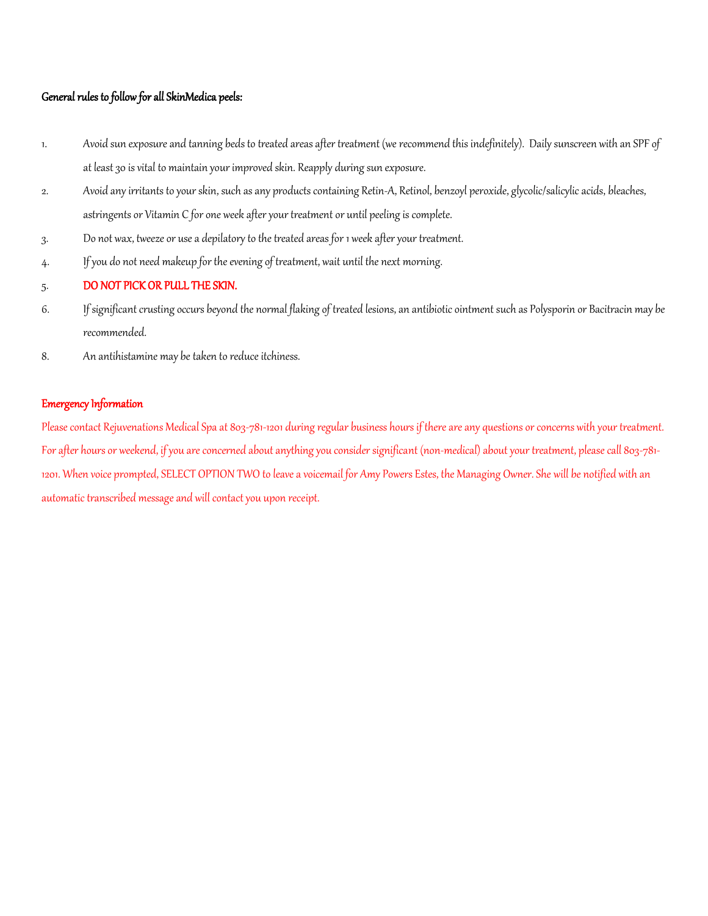**General rules to follow for all SkinMedica peels:**

1. Avoid sun exposure and tanning beds to treated areas after treatment (we recommend this indefinitely). Daily sunscreen with an SPF of at least 30 is vital to maintain your improved skin. Reapply during sun exposure.
2. Avoid any irritants to your skin, such as any products containing Retin-A, Retinol, benzoyl peroxide, glycolic/salicylic acids, bleaches, astringents or Vitamin C for one week after your treatment or until peeling is complete.
3. Do not wax, tweeze or use a depilatory to the treated areas for 1 week after your treatment.
4. If you do not need makeup for the evening of treatment, wait until the next morning.
5. **DO NOT PICK OR PULL THE SKIN.**
6. If significant crusting occurs beyond the normal flaking of treated lesions, an antibiotic ointment such as Polysporin or Bacitracin may be recommended.

8. An antihistamine may be taken to reduce itchiness.

**Emergency Information**

Please contact Rejuvenations Medical Spa at 803-781-1201 during regular business hours if there are any questions or concerns with your treatment. For after hours or weekend, if you are concerned about anything you consider significant (non-medical) about your treatment, please call 803-781-1201. When voice prompted, SELECT OPTION TWO to leave a voicemail for Amy Powers Estes, the Managing Owner. She will be notified with an automatic transcribed message and will contact you upon receipt.